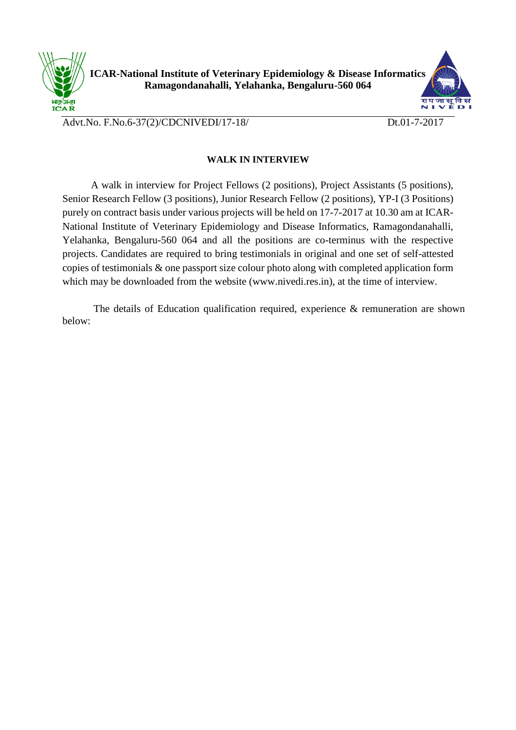**ICAR-National Institute of Veterinary Epidemiology & Disease Informatics**
**Ramagondanahalli, Yelahanka, Bengaluru-560 064**

Advt.No. F.No.6-37(2)/CDCNIVEDI/17-18/ Dt.01-7-2017

## WALK IN INTERVIEW

A walk in interview for Project Fellows (2 positions), Project Assistants (5 positions), Senior Research Fellow (3 positions), Junior Research Fellow (2 positions), YP-I (3 Positions) purely on contract basis under various projects will be held on 17-7-2017 at 10.30 am at ICAR-National Institute of Veterinary Epidemiology and Disease Informatics, Ramagondanahalli, Yelahanka, Bengaluru-560 064 and all the positions are co-terminus with the respective projects. Candidates are required to bring testimonials in original and one set of self-attested copies of testimonials & one passport size colour photo along with completed application form which may be downloaded from the website (www.nivedi.res.in), at the time of interview.

The details of Education qualification required, experience & remuneration are shown below: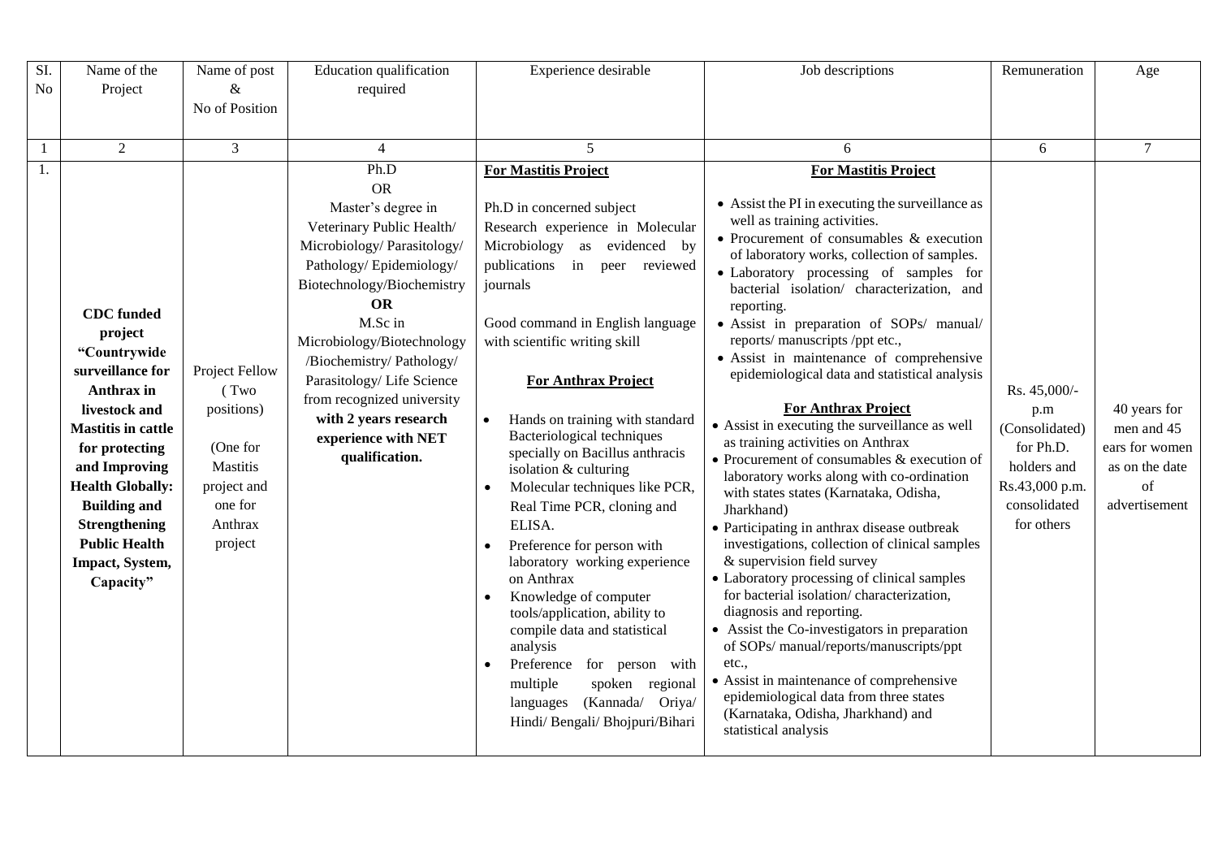| SI. No | Name of the Project | Name of post & No of Position | Education qualification required | Experience desirable | Job descriptions | Remuneration | Age |
|---|---|---|---|---|---|---|---|
| 1 | 2 | 3 | 4 | 5 | 6 | 6 | 7 |
| 1. | **CDC funded project "Countrywide surveillance for Anthrax in livestock and Mastitis in cattle for protecting and Improving Health Globally: Building and Strengthening Public Health Impact, System, Capacity"** | Project Fellow ( Two positions)<br><br>(One for Mastitis project and one for Anthrax project | Ph.D<br>OR<br>Master's degree in Veterinary Public Health/ Microbiology/ Parasitology/ Pathology/ Epidemiology/ Biotechnology/Biochemistry<br>**OR**<br>M.Sc in Microbiology/Biotechnology /Biochemistry/ Pathology/ Parasitology/ Life Science from recognized university **with 2 years research experience with NET qualification.** | **For Mastitis Project**<br><br>Ph.D in concerned subject<br>Research experience in Molecular Microbiology as evidenced by publications in peer reviewed journals<br><br>Good command in English language with scientific writing skill<br><br>**For Anthrax Project**<br><br>• Hands on training with standard Bacteriological techniques specially on Bacillus anthracis isolation & culturing<br>• Molecular techniques like PCR, Real Time PCR, cloning and ELISA.<br>• Preference for person with laboratory working experience on Anthrax<br>• Knowledge of computer tools/application, ability to compile data and statistical analysis<br>• Preference for person with multiple spoken regional languages (Kannada/ Oriya/ Hindi/ Bengali/ Bhojpuri/Bihari | **For Mastitis Project**<br><br>• Assist the PI in executing the surveillance as well as training activities.<br>• Procurement of consumables & execution of laboratory works, collection of samples.<br>• Laboratory processing of samples for bacterial isolation/ characterization, and reporting.<br>• Assist in preparation of SOPs/ manual/ reports/ manuscripts /ppt etc.,<br>• Assist in maintenance of comprehensive epidemiological data and statistical analysis<br><br>**For Anthrax Project**<br>• Assist in executing the surveillance as well as training activities on Anthrax<br>• Procurement of consumables & execution of laboratory works along with co-ordination with states states (Karnataka, Odisha, Jharkhand)<br>• Participating in anthrax disease outbreak investigations, collection of clinical samples & supervision field survey<br>• Laboratory processing of clinical samples for bacterial isolation/ characterization, diagnosis and reporting.<br>• Assist the Co-investigators in preparation of SOPs/ manual/reports/manuscripts/ppt etc.,<br>• Assist in maintenance of comprehensive epidemiological data from three states (Karnataka, Odisha, Jharkhand) and statistical analysis | Rs. 45,000/- p.m (Consolidated) for Ph.D. holders and Rs.43,000 p.m. consolidated for others | 40 years for men and 45 ears for women as on the date of advertisement |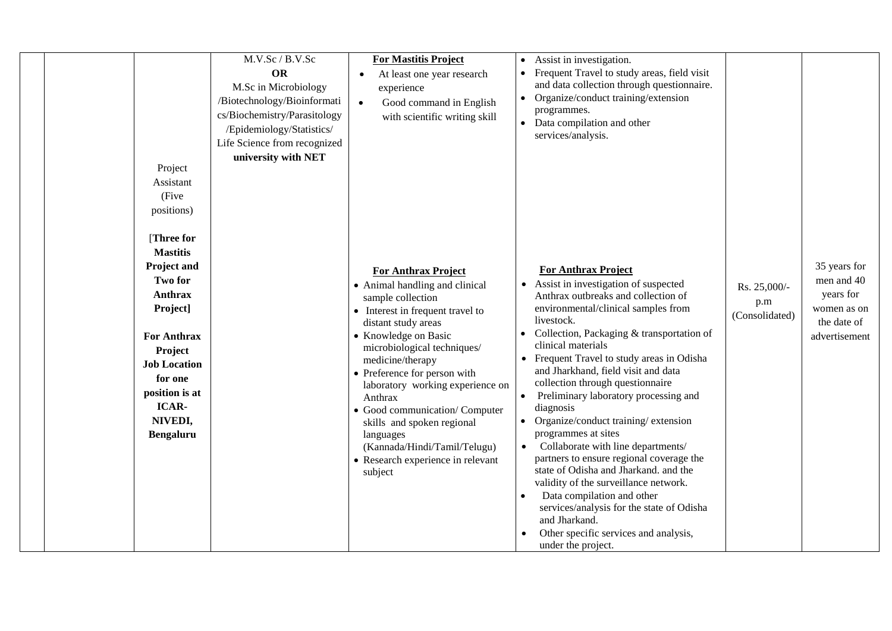| | | | | | | | |
|---|---|---|---|---|---|---|---|
| | | Project Assistant (Five positions)<br><br>[**Three for Mastitis Project and Two for Anthrax Project]**<br><br>**For Anthrax Project Job Location for one position is at ICAR-NIVEDI, Bengaluru** | M.V.Sc / B.V.Sc<br>**OR**<br>M.Sc in Microbiology /Biotechnology/Bioinformatics/Biochemistry/Parasitology /Epidemiology/Statistics/ Life Science from recognized **university with NET** | **For Mastitis Project**<br>• At least one year research experience<br>• Good command in English with scientific writing skill<br><br>**For Anthrax Project**<br>• Animal handling and clinical sample collection<br>• Interest in frequent travel to distant study areas<br>• Knowledge on Basic microbiological techniques/ medicine/therapy<br>• Preference for person with laboratory working experience on Anthrax<br>• Good communication/ Computer skills and spoken regional languages (Kannada/Hindi/Tamil/Telugu)<br>• Research experience in relevant subject | • Assist in investigation.<br>• Frequent Travel to study areas, field visit and data collection through questionnaire.<br>• Organize/conduct training/extension programmes.<br>• Data compilation and other services/analysis.<br><br>**For Anthrax Project**<br>• Assist in investigation of suspected Anthrax outbreaks and collection of environmental/clinical samples from livestock.<br>• Collection, Packaging & transportation of clinical materials<br>• Frequent Travel to study areas in Odisha and Jharkhand, field visit and data collection through questionnaire<br>• Preliminary laboratory processing and diagnosis<br>• Organize/conduct training/ extension programmes at sites<br>• Collaborate with line departments/ partners to ensure regional coverage the state of Odisha and Jharkand. and the validity of the surveillance network.<br>• Data compilation and other services/analysis for the state of Odisha and Jharkand.<br>• Other specific services and analysis, under the project. | Rs. 25,000/- p.m (Consolidated) | 35 years for men and 40 years for women as on the date of advertisement |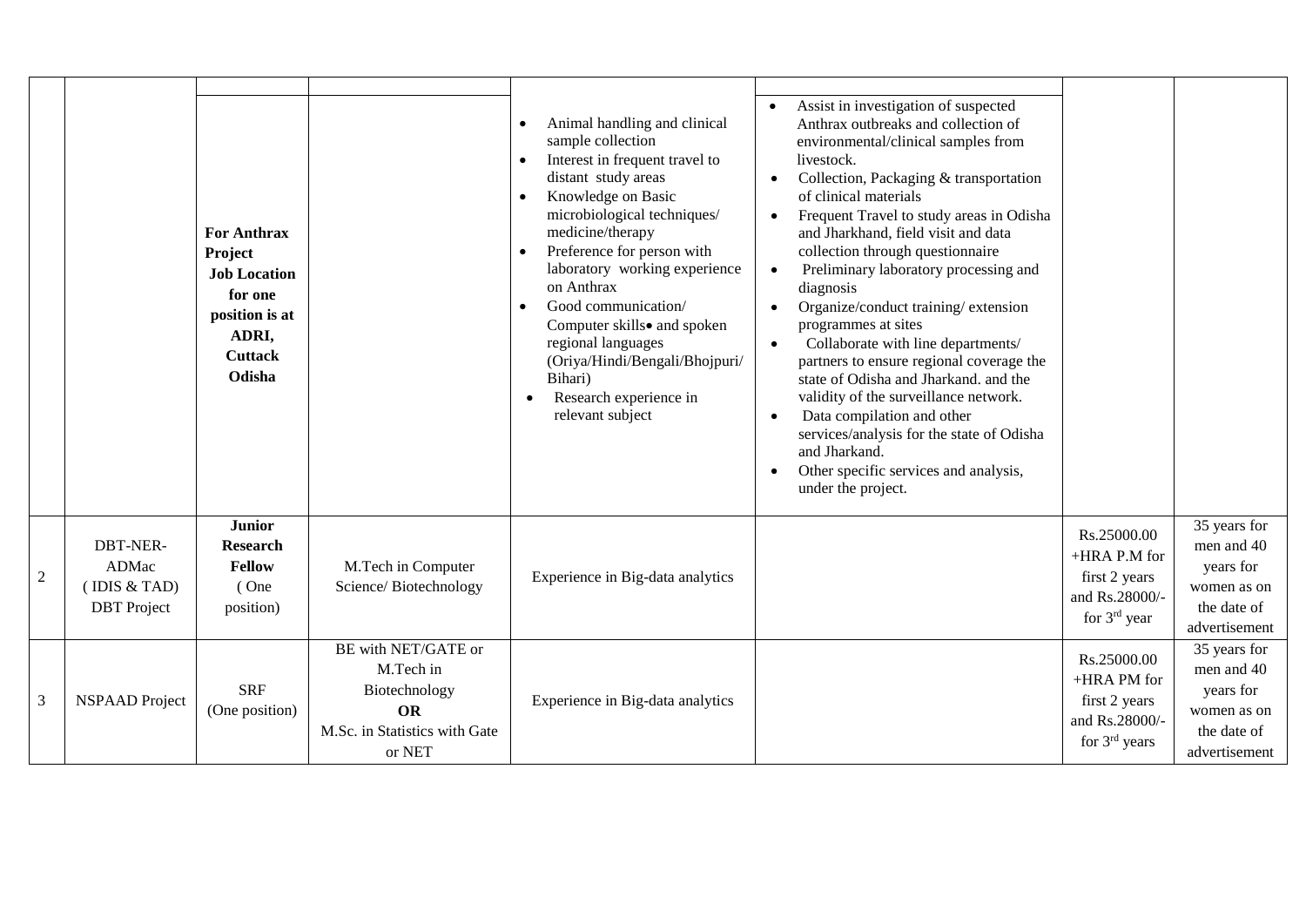| | | | | | | | |
|---|---|---|---|---|---|---|---|
| | | **For Anthrax Project Job Location for one position is at ADRI, Cuttack Odisha** | | • Animal handling and clinical sample collection<br>• Interest in frequent travel to distant study areas<br>• Knowledge on Basic microbiological techniques/ medicine/therapy<br>• Preference for person with laboratory working experience on Anthrax<br>• Good communication/ Computer skills• and spoken regional languages (Oriya/Hindi/Bengali/Bhojpuri/ Bihari)<br>• Research experience in relevant subject | • Assist in investigation of suspected Anthrax outbreaks and collection of environmental/clinical samples from livestock.<br>• Collection, Packaging & transportation of clinical materials<br>• Frequent Travel to study areas in Odisha and Jharkhand, field visit and data collection through questionnaire<br>• Preliminary laboratory processing and diagnosis<br>• Organize/conduct training/ extension programmes at sites<br>• Collaborate with line departments/ partners to ensure regional coverage the state of Odisha and Jharkand. and the validity of the surveillance network.<br>• Data compilation and other services/analysis for the state of Odisha and Jharkand.<br>• Other specific services and analysis, under the project. | | |
| 2 | DBT-NER-ADMac ( IDIS & TAD) DBT Project | **Junior Research Fellow** ( One position) | M.Tech in Computer Science/ Biotechnology | Experience in Big-data analytics | | Rs.25000.00 +HRA P.M for first 2 years and Rs.28000/- for 3rd year | 35 years for men and 40 years for women as on the date of advertisement |
| 3 | NSPAAD Project | SRF (One position) | BE with NET/GATE or M.Tech in Biotechnology **OR** M.Sc. in Statistics with Gate or NET | Experience in Big-data analytics | | Rs.25000.00 +HRA PM for first 2 years and Rs.28000/- for 3rd years | 35 years for men and 40 years for women as on the date of advertisement |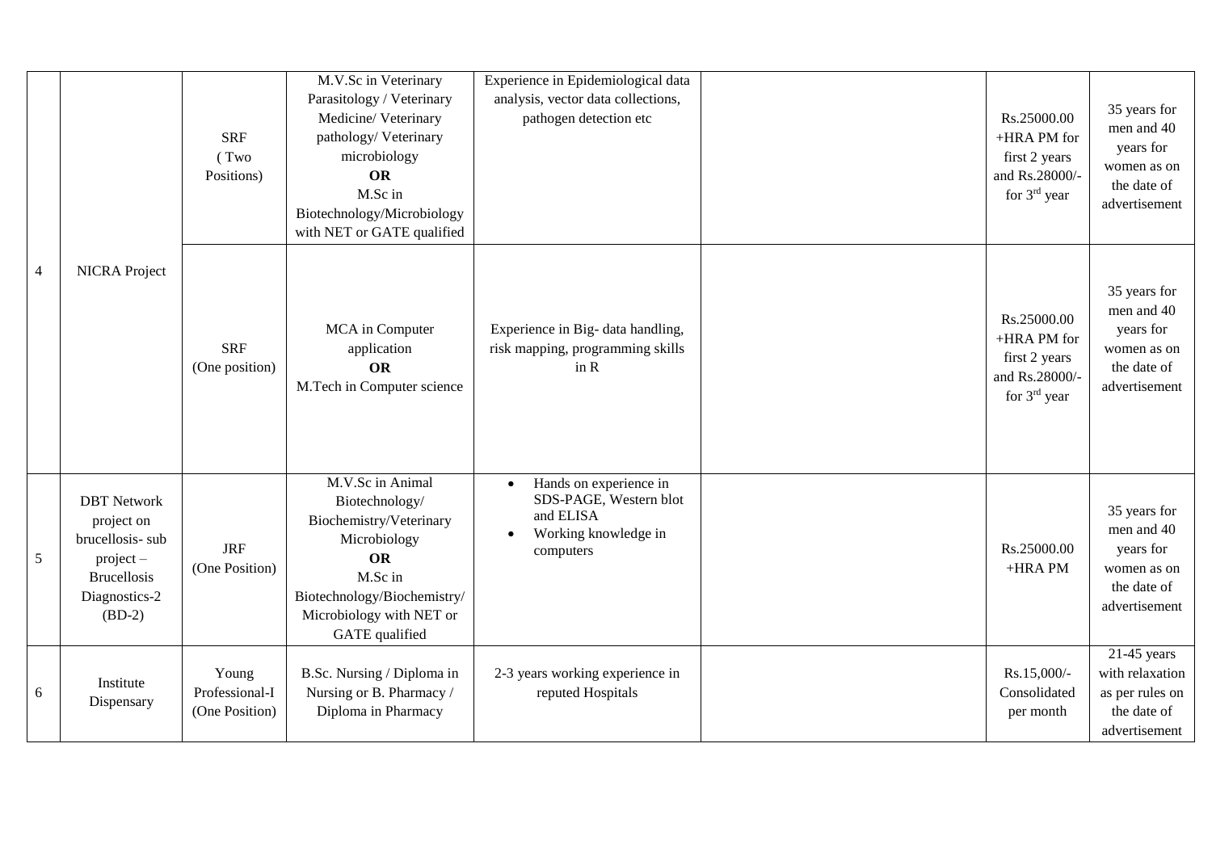| | | | | | | | |
|---|---|---|---|---|---|---|---|
| 4 | NICRA Project | SRF (Two Positions) | M.V.Sc in Veterinary Parasitology / Veterinary Medicine/ Veterinary pathology/ Veterinary microbiology **OR** M.Sc in Biotechnology/Microbiology with NET or GATE qualified | Experience in Epidemiological data analysis, vector data collections, pathogen detection etc | | Rs.25000.00 +HRA PM for first 2 years and Rs.28000/- for 3rd year | 35 years for men and 40 years for women as on the date of advertisement |
| | | SRF (One position) | MCA in Computer application **OR** M.Tech in Computer science | Experience in Big- data handling, risk mapping, programming skills in R | | Rs.25000.00 +HRA PM for first 2 years and Rs.28000/- for 3rd year | 35 years for men and 40 years for women as on the date of advertisement |
| 5 | DBT Network project on brucellosis- sub project – Brucellosis Diagnostics-2 (BD-2) | JRF (One Position) | M.V.Sc in Animal Biotechnology/ Biochemistry/Veterinary Microbiology **OR** M.Sc in Biotechnology/Biochemistry/ Microbiology with NET or GATE qualified | • Hands on experience in SDS-PAGE, Western blot and ELISA<br>• Working knowledge in computers | | Rs.25000.00 +HRA PM | 35 years for men and 40 years for women as on the date of advertisement |
| 6 | Institute Dispensary | Young Professional-I (One Position) | B.Sc. Nursing / Diploma in Nursing or B. Pharmacy / Diploma in Pharmacy | 2-3 years working experience in reputed Hospitals | | Rs.15,000/- Consolidated per month | 21-45 years with relaxation as per rules on the date of advertisement |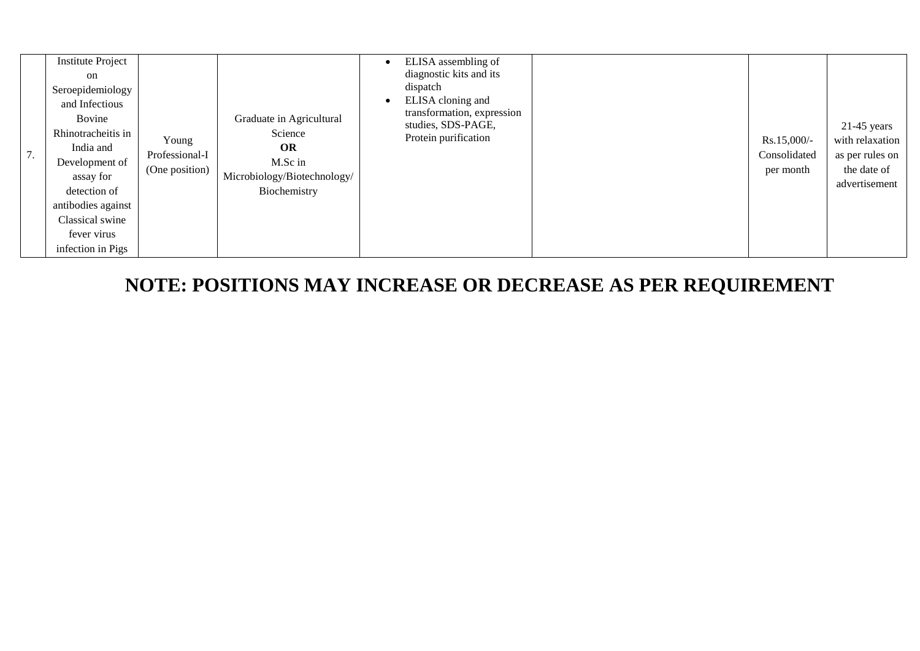| | | | | | | | |
|---|---|---|---|---|---|---|---|
| 7. | Institute Project on Seroepidemiology and Infectious Bovine Rhinotracheitis in India and Development of assay for detection of antibodies against Classical swine fever virus infection in Pigs | Young Professional-I (One position) | Graduate in Agricultural Science **OR** M.Sc in Microbiology/Biotechnology/ Biochemistry | • ELISA assembling of diagnostic kits and its dispatch<br>• ELISA cloning and transformation, expression studies, SDS-PAGE, Protein purification | | Rs.15,000/- Consolidated per month | 21-45 years with relaxation as per rules on the date of advertisement |

**NOTE: POSITIONS MAY INCREASE OR DECREASE AS PER REQUIREMENT**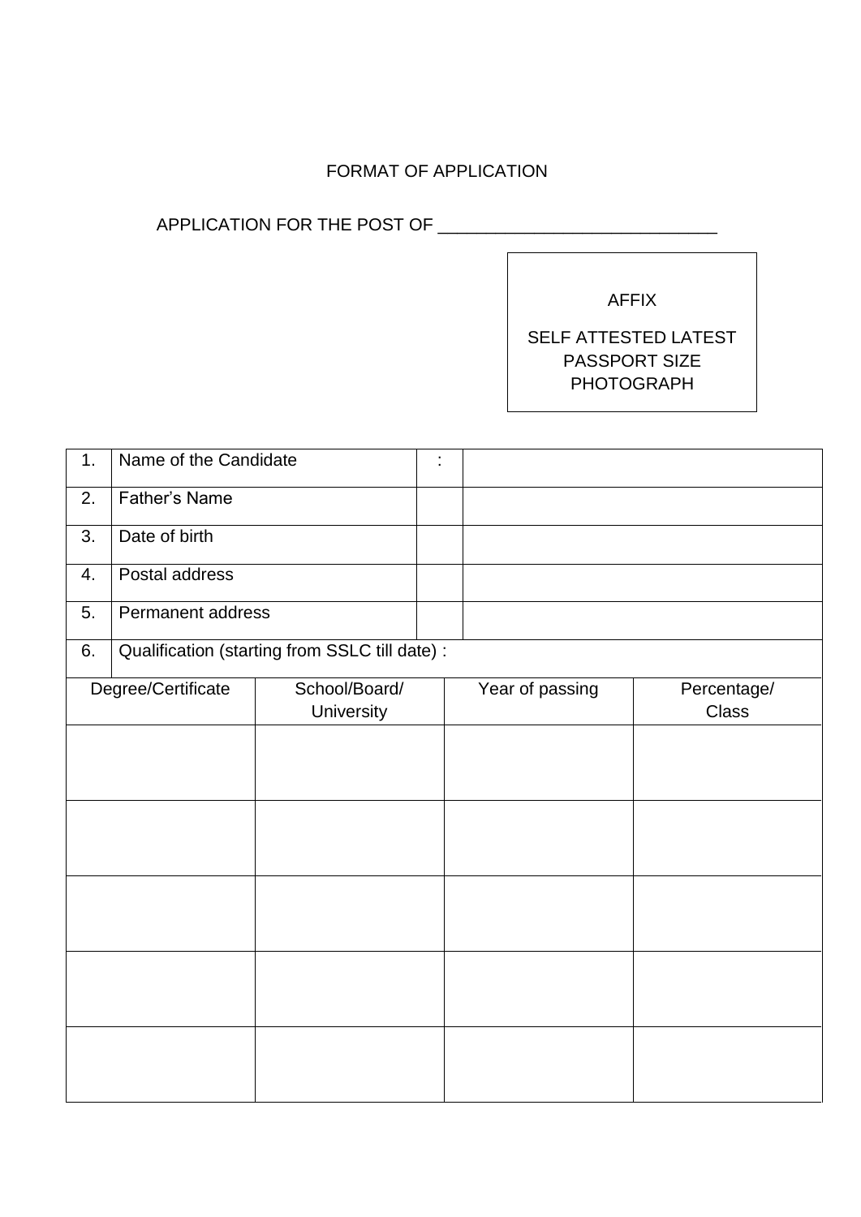FORMAT OF APPLICATION

APPLICATION FOR THE POST OF ______________________________

AFFIX

SELF ATTESTED LATEST PASSPORT SIZE PHOTOGRAPH

| 1. | Name of the Candidate | : | |
|---|---|---|---|
| 2. | Father's Name | | |
| 3. | Date of birth | | |
| 4. | Postal address | | |
| 5. | Permanent address | | |
| 6. | Qualification (starting from SSLC till date) : | | |

| Degree/Certificate | School/Board/ University | Year of passing | Percentage/ Class |
|---|---|---|---|
| | | | |
| | | | |
| | | | |
| | | | |
| | | | |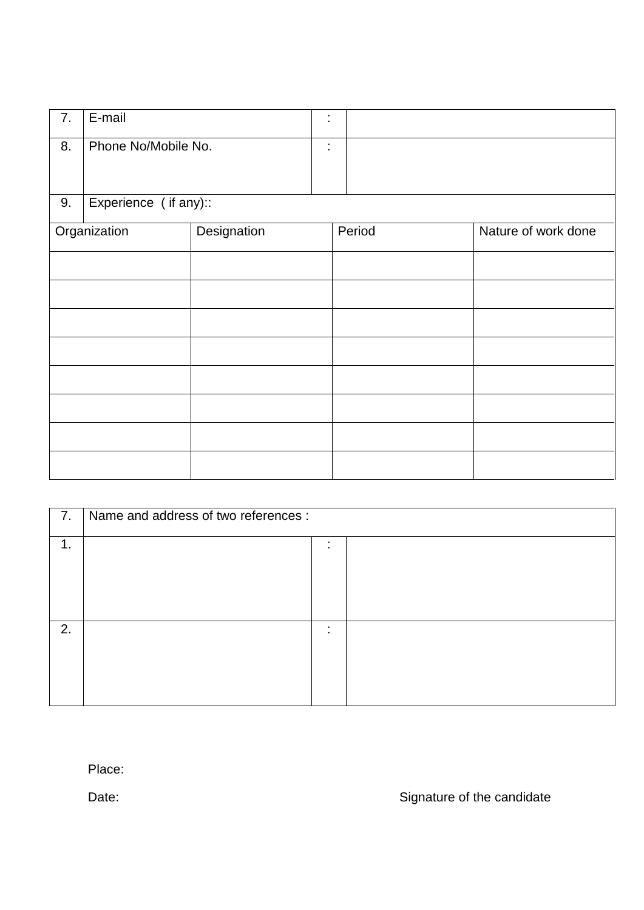| | | | |
|---|---|---|---|
| 7. | E-mail | : | |
| 8. | Phone No/Mobile No. | : | |
| 9. | Experience ( if any):: | | |

| Organization | Designation | Period | Nature of work done |
|---|---|---|---|
| | | | |
| | | | |
| | | | |
| | | | |
| | | | |
| | | | |
| | | | |
| | | | |

| | | | |
|---|---|---|---|
| 7. | Name and address of two references : | | |
| 1. | | : | |
| 2. | | : | |

Place:

Date: Signature of the candidate